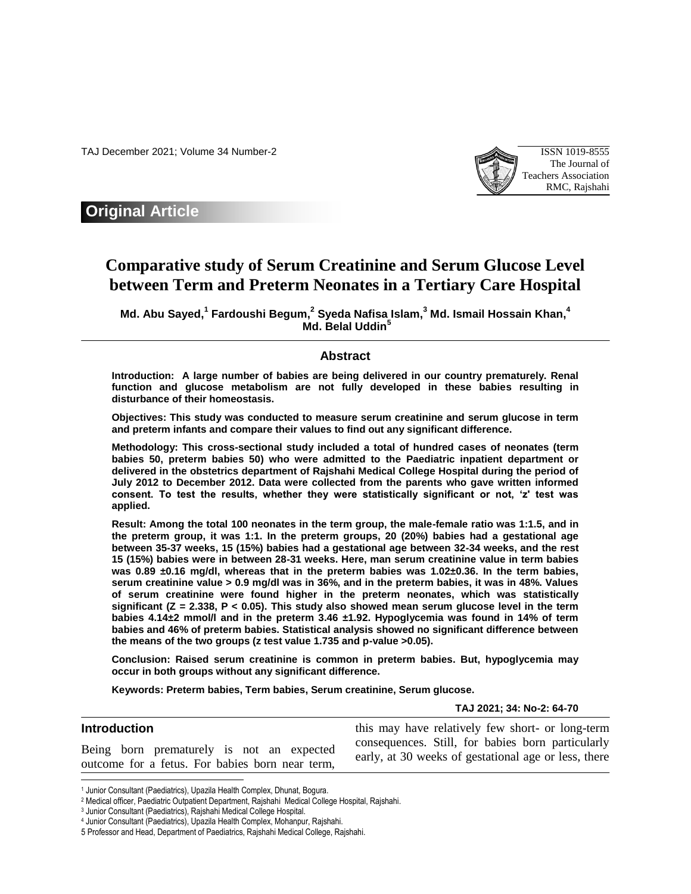# Original Article

# Comparative study of Serum Creatinine and Serum Glucose Level between Term and Preterm Neonates in a Tertiary Care Hospital

**Md. Abu Sayed,[1] Fardoushi Begum,[2] Syeda Nafisa Islam,[3] Md. Ismail Hossain Khan,[4] Md. Belal Uddin[5]**

## Abstract

**Introduction: A large number of babies are being delivered in our country prematurely. Renal function and glucose metabolism are not fully developed in these babies resulting in disturbance of their homeostasis.**

**Objectives: This study was conducted to measure serum creatinine and serum glucose in term and preterm infants and compare their values to find out any significant difference.**

**Methodology: This cross-sectional study included a total of hundred cases of neonates (term babies 50, preterm babies 50) who were admitted to the Paediatric inpatient department or delivered in the obstetrics department of Rajshahi Medical College Hospital during the period of July 2012 to December 2012. Data were collected from the parents who gave written informed consent. To test the results, whether they were statistically significant or not, 'z' test was applied.**

**Result: Among the total 100 neonates in the term group, the male-female ratio was 1:1.5, and in the preterm group, it was 1:1. In the preterm groups, 20 (20%) babies had a gestational age between 35-37 weeks, 15 (15%) babies had a gestational age between 32-34 weeks, and the rest 15 (15%) babies were in between 28-31 weeks. Here, man serum creatinine value in term babies was 0.89 ±0.16 mg/dl, whereas that in the preterm babies was 1.02±0.36. In the term babies, serum creatinine value > 0.9 mg/dl was in 36%, and in the preterm babies, it was in 48%. Values of serum creatinine were found higher in the preterm neonates, which was statistically significant (Z = 2.338, P < 0.05). This study also showed mean serum glucose level in the term babies 4.14±2 mmol/l and in the preterm 3.46 ±1.92. Hypoglycemia was found in 14% of term babies and 46% of preterm babies. Statistical analysis showed no significant difference between the means of the two groups (z test value 1.735 and p-value >0.05).**

**Conclusion: Raised serum creatinine is common in preterm babies. But, hypoglycemia may occur in both groups without any significant difference.**

**Keywords: Preterm babies, Term babies, Serum creatinine, Serum glucose.**

## Introduction

Being born prematurely is not an expected outcome for a fetus. For babies born near term, this may have relatively few short- or long-term consequences. Still, for babies born particularly early, at 30 weeks of gestational age or less, there

---

[1] Junior Consultant (Paediatrics), Upazila Health Complex, Dhunat, Bogura.

[2] Medical officer, Paediatric Outpatient Department, Rajshahi Medical College Hospital, Rajshahi.

[3] Junior Consultant (Paediatrics), Rajshahi Medical College Hospital.

[4] Junior Consultant (Paediatrics), Upazila Health Complex, Mohanpur, Rajshahi.

[5] Professor and Head, Department of Paediatrics, Rajshahi Medical College, Rajshahi.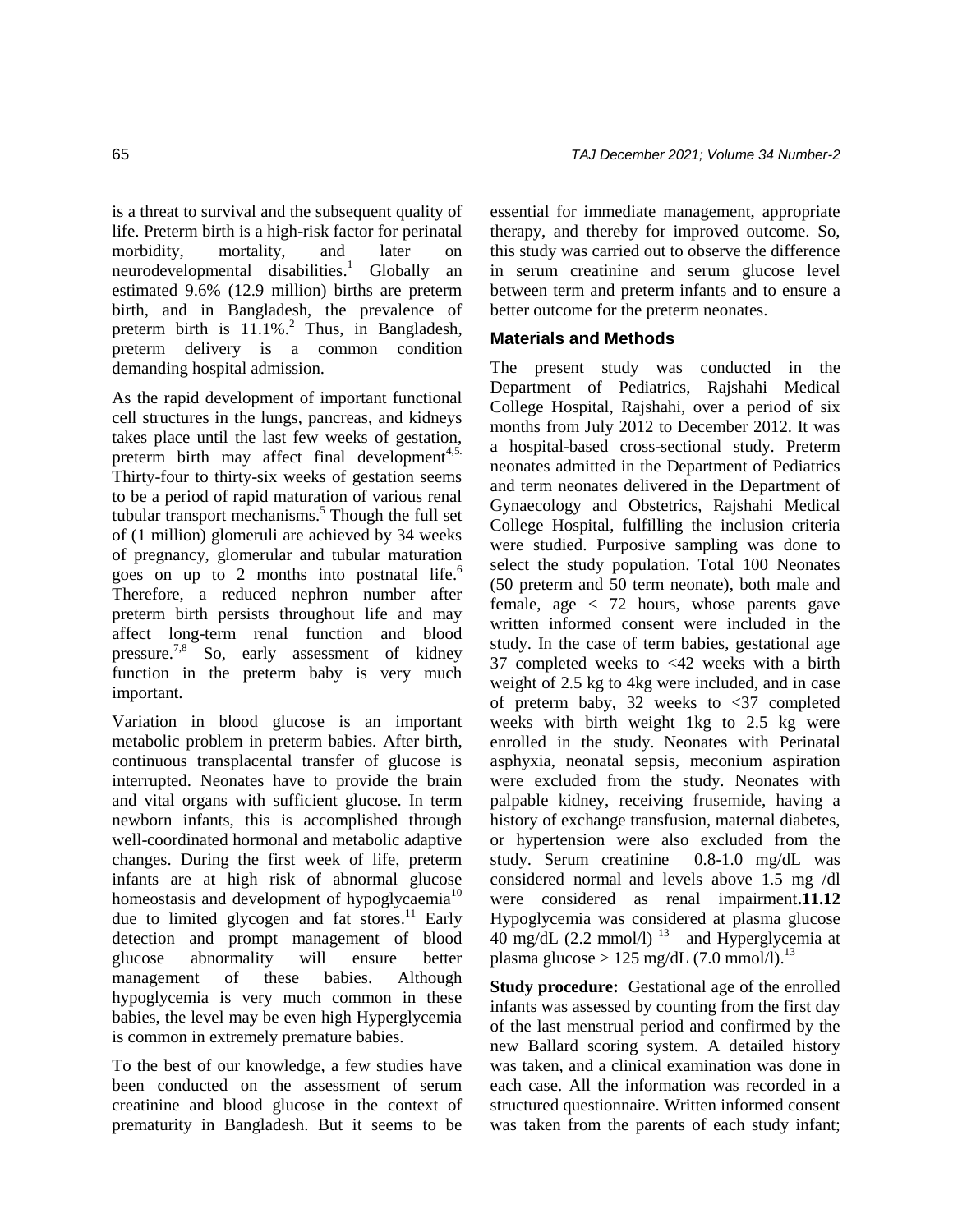is a threat to survival and the subsequent quality of life. Preterm birth is a high-risk factor for perinatal morbidity, mortality, and later on neurodevelopmental disabilities.[1] Globally an estimated 9.6% (12.9 million) births are preterm birth, and in Bangladesh, the prevalence of preterm birth is 11.1%.[2] Thus, in Bangladesh, preterm delivery is a common condition demanding hospital admission.

As the rapid development of important functional cell structures in the lungs, pancreas, and kidneys takes place until the last few weeks of gestation, preterm birth may affect final development[4,5.] Thirty-four to thirty-six weeks of gestation seems to be a period of rapid maturation of various renal tubular transport mechanisms.[5] Though the full set of (1 million) glomeruli are achieved by 34 weeks of pregnancy, glomerular and tubular maturation goes on up to 2 months into postnatal life.[6] Therefore, a reduced nephron number after preterm birth persists throughout life and may affect long-term renal function and blood pressure.[7,8] So, early assessment of kidney function in the preterm baby is very much important.

Variation in blood glucose is an important metabolic problem in preterm babies. After birth, continuous transplacental transfer of glucose is interrupted. Neonates have to provide the brain and vital organs with sufficient glucose. In term newborn infants, this is accomplished through well-coordinated hormonal and metabolic adaptive changes. During the first week of life, preterm infants are at high risk of abnormal glucose homeostasis and development of hypoglycaemia[10] due to limited glycogen and fat stores.[11] Early detection and prompt management of blood glucose abnormality will ensure better management of these babies. Although hypoglycemia is very much common in these babies, the level may be even high Hyperglycemia is common in extremely premature babies.

To the best of our knowledge, a few studies have been conducted on the assessment of serum creatinine and blood glucose in the context of prematurity in Bangladesh. But it seems to be essential for immediate management, appropriate therapy, and thereby for improved outcome. So, this study was carried out to observe the difference in serum creatinine and serum glucose level between term and preterm infants and to ensure a better outcome for the preterm neonates.

## Materials and Methods

The present study was conducted in the Department of Pediatrics, Rajshahi Medical College Hospital, Rajshahi, over a period of six months from July 2012 to December 2012. It was a hospital-based cross-sectional study. Preterm neonates admitted in the Department of Pediatrics and term neonates delivered in the Department of Gynaecology and Obstetrics, Rajshahi Medical College Hospital, fulfilling the inclusion criteria were studied. Purposive sampling was done to select the study population. Total 100 Neonates (50 preterm and 50 term neonate), both male and female, age < 72 hours, whose parents gave written informed consent were included in the study. In the case of term babies, gestational age 37 completed weeks to <42 weeks with a birth weight of 2.5 kg to 4kg were included, and in case of preterm baby, 32 weeks to <37 completed weeks with birth weight 1kg to 2.5 kg were enrolled in the study. Neonates with Perinatal asphyxia, neonatal sepsis, meconium aspiration were excluded from the study. Neonates with palpable kidney, receiving frusemide, having a history of exchange transfusion, maternal diabetes, or hypertension were also excluded from the study. Serum creatinine 0.8-1.0 mg/dL was considered normal and levels above 1.5 mg /dl were considered as renal impairment**.11.12** Hypoglycemia was considered at plasma glucose 40 mg/dL (2.2 mmol/l) [13] and Hyperglycemia at plasma glucose > 125 mg/dL (7.0 mmol/l).[13]

**Study procedure:** Gestational age of the enrolled infants was assessed by counting from the first day of the last menstrual period and confirmed by the new Ballard scoring system. A detailed history was taken, and a clinical examination was done in each case. All the information was recorded in a structured questionnaire. Written informed consent was taken from the parents of each study infant;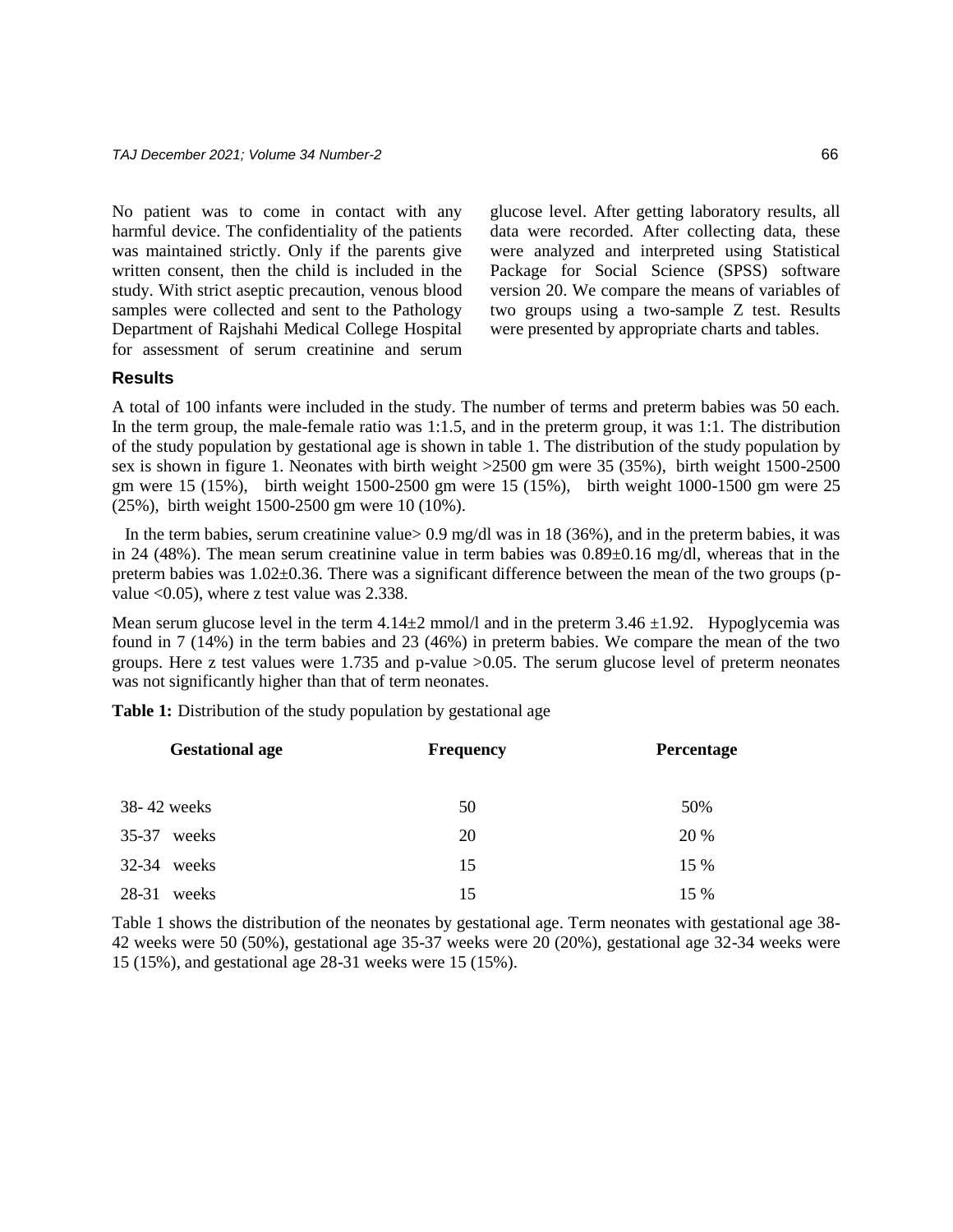No patient was to come in contact with any harmful device. The confidentiality of the patients was maintained strictly. Only if the parents give written consent, then the child is included in the study. With strict aseptic precaution, venous blood samples were collected and sent to the Pathology Department of Rajshahi Medical College Hospital for assessment of serum creatinine and serum glucose level. After getting laboratory results, all data were recorded. After collecting data, these were analyzed and interpreted using Statistical Package for Social Science (SPSS) software version 20. We compare the means of variables of two groups using a two-sample Z test. Results were presented by appropriate charts and tables.

## Results

A total of 100 infants were included in the study. The number of terms and preterm babies was 50 each. In the term group, the male-female ratio was 1:1.5, and in the preterm group, it was 1:1. The distribution of the study population by gestational age is shown in table 1. The distribution of the study population by sex is shown in figure 1. Neonates with birth weight >2500 gm were 35 (35%), birth weight 1500-2500 gm were 15 (15%), birth weight 1500-2500 gm were 15 (15%), birth weight 1000-1500 gm were 25 (25%), birth weight 1500-2500 gm were 10 (10%).

In the term babies, serum creatinine value> 0.9 mg/dl was in 18 (36%), and in the preterm babies, it was in 24 (48%). The mean serum creatinine value in term babies was 0.89±0.16 mg/dl, whereas that in the preterm babies was 1.02±0.36. There was a significant difference between the mean of the two groups (p-value <0.05), where z test value was 2.338.

Mean serum glucose level in the term 4.14±2 mmol/l and in the preterm 3.46 ±1.92. Hypoglycemia was found in 7 (14%) in the term babies and 23 (46%) in preterm babies. We compare the mean of the two groups. Here z test values were 1.735 and p-value >0.05. The serum glucose level of preterm neonates was not significantly higher than that of term neonates.

**Table 1:** Distribution of the study population by gestational age

| Gestational age | Frequency | Percentage |
|---|---|---|
| 38- 42 weeks | 50 | 50% |
| 35-37 weeks | 20 | 20 % |
| 32-34 weeks | 15 | 15 % |
| 28-31 weeks | 15 | 15 % |

Table 1 shows the distribution of the neonates by gestational age. Term neonates with gestational age 38-42 weeks were 50 (50%), gestational age 35-37 weeks were 20 (20%), gestational age 32-34 weeks were 15 (15%), and gestational age 28-31 weeks were 15 (15%).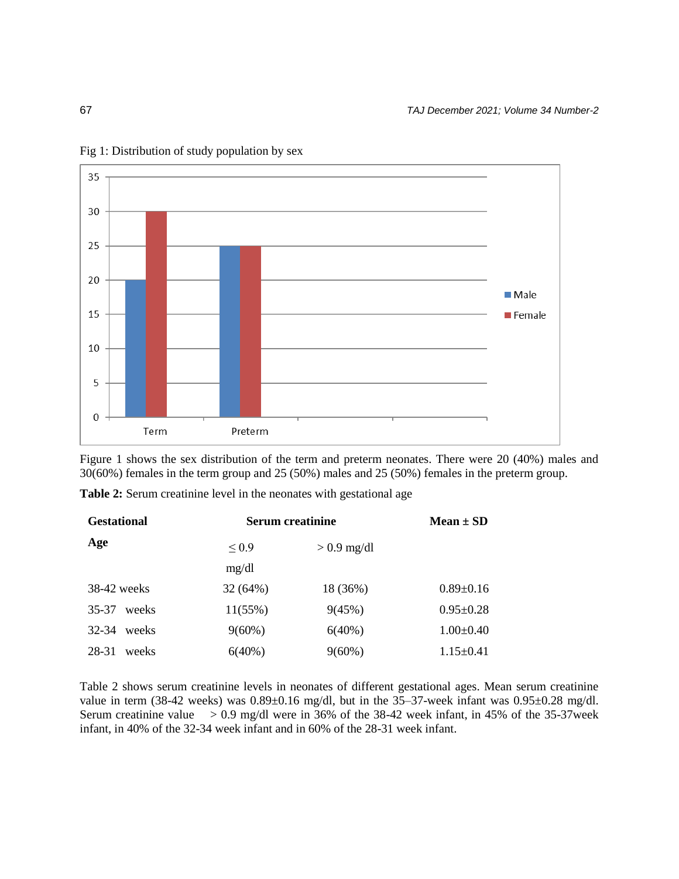Fig 1: Distribution of study population by sex

Figure 1 shows the sex distribution of the term and preterm neonates. There were 20 (40%) males and 30(60%) females in the term group and 25 (50%) males and 25 (50%) females in the preterm group.

**Table 2:** Serum creatinine level in the neonates with gestational age

| Gestational Age | Serum creatinine | | Mean ± SD |
|---|---|---|---|
| | ≤ 0.9 mg/dl | > 0.9 mg/dl | |
| 38-42 weeks | 32 (64%) | 18 (36%) | 0.89±0.16 |
| 35-37 weeks | 11(55%) | 9(45%) | 0.95±0.28 |
| 32-34 weeks | 9(60%) | 6(40%) | 1.00±0.40 |
| 28-31 weeks | 6(40%) | 9(60%) | 1.15±0.41 |

Table 2 shows serum creatinine levels in neonates of different gestational ages. Mean serum creatinine value in term (38-42 weeks) was 0.89±0.16 mg/dl, but in the 35–37-week infant was 0.95±0.28 mg/dl. Serum creatinine value > 0.9 mg/dl were in 36% of the 38-42 week infant, in 45% of the 35-37week infant, in 40% of the 32-34 week infant and in 60% of the 28-31 week infant.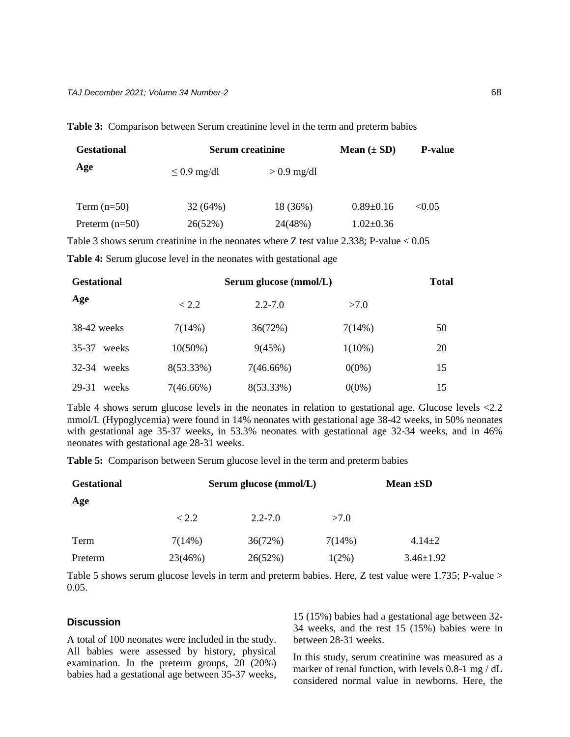**Table 3:** Comparison between Serum creatinine level in the term and preterm babies

| Gestational Age | Serum creatinine | | Mean (± SD) | P-value |
|---|---|---|---|---|
| | ≤ 0.9 mg/dl | > 0.9 mg/dl | | |
| Term (n=50) | 32 (64%) | 18 (36%) | 0.89±0.16 | <0.05 |
| Preterm (n=50) | 26(52%) | 24(48%) | 1.02±0.36 | |

Table 3 shows serum creatinine in the neonates where Z test value 2.338; P-value < 0.05

**Table 4:** Serum glucose level in the neonates with gestational age

| Gestational Age | Serum glucose (mmol/L) | | | Total |
|---|---|---|---|---|
| | < 2.2 | 2.2-7.0 | >7.0 | |
| 38-42 weeks | 7(14%) | 36(72%) | 7(14%) | 50 |
| 35-37 weeks | 10(50%) | 9(45%) | 1(10%) | 20 |
| 32-34 weeks | 8(53.33%) | 7(46.66%) | 0(0%) | 15 |
| 29-31 weeks | 7(46.66%) | 8(53.33%) | 0(0%) | 15 |

Table 4 shows serum glucose levels in the neonates in relation to gestational age. Glucose levels <2.2 mmol/L (Hypoglycemia) were found in 14% neonates with gestational age 38-42 weeks, in 50% neonates with gestational age 35-37 weeks, in 53.3% neonates with gestational age 32-34 weeks, and in 46% neonates with gestational age 28-31 weeks.

**Table 5:** Comparison between Serum glucose level in the term and preterm babies

| Gestational Age | Serum glucose (mmol/L) | | | Mean ±SD |
|---|---|---|---|---|
| | < 2.2 | 2.2-7.0 | >7.0 | |
| Term | 7(14%) | 36(72%) | 7(14%) | 4.14±2 |
| Preterm | 23(46%) | 26(52%) | 1(2%) | 3.46±1.92 |

Table 5 shows serum glucose levels in term and preterm babies. Here, Z test value were 1.735; P-value > 0.05.

## Discussion

A total of 100 neonates were included in the study. All babies were assessed by history, physical examination. In the preterm groups, 20 (20%) babies had a gestational age between 35-37 weeks, 15 (15%) babies had a gestational age between 32-34 weeks, and the rest 15 (15%) babies were in between 28-31 weeks.

In this study, serum creatinine was measured as a marker of renal function, with levels 0.8-1 mg / dL considered normal value in newborns. Here, the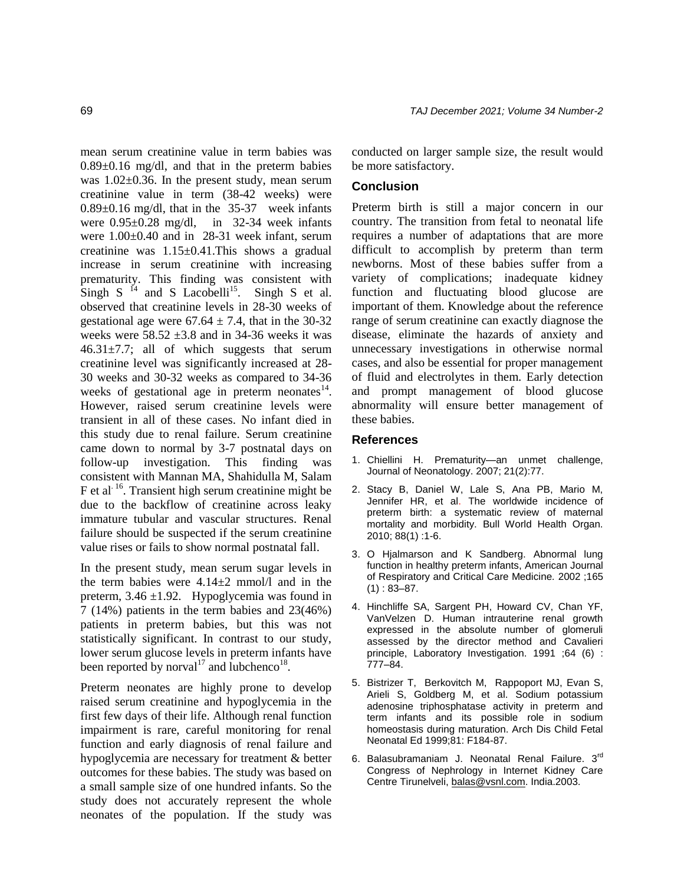mean serum creatinine value in term babies was 0.89±0.16 mg/dl, and that in the preterm babies was 1.02±0.36. In the present study, mean serum creatinine value in term (38-42 weeks) were 0.89±0.16 mg/dl, that in the 35-37 week infants were 0.95±0.28 mg/dl, in 32-34 week infants were 1.00±0.40 and in 28-31 week infant, serum creatinine was 1.15±0.41.This shows a gradual increase in serum creatinine with increasing prematurity. This finding was consistent with Singh S [14] and S Lacobelli[15]. Singh S et al. observed that creatinine levels in 28-30 weeks of gestational age were 67.64 ± 7.4, that in the 30-32 weeks were 58.52 ±3.8 and in 34-36 weeks it was 46.31±7.7; all of which suggests that serum creatinine level was significantly increased at 28-30 weeks and 30-32 weeks as compared to 34-36 weeks of gestational age in preterm neonates[14]. However, raised serum creatinine levels were transient in all of these cases. No infant died in this study due to renal failure. Serum creatinine came down to normal by 3-7 postnatal days on follow-up investigation. This finding was consistent with Mannan MA, Shahidulla M, Salam F et al.[16]. Transient high serum creatinine might be due to the backflow of creatinine across leaky immature tubular and vascular structures. Renal failure should be suspected if the serum creatinine value rises or fails to show normal postnatal fall.

In the present study, mean serum sugar levels in the term babies were 4.14±2 mmol/l and in the preterm, 3.46 ±1.92. Hypoglycemia was found in 7 (14%) patients in the term babies and 23(46%) patients in preterm babies, but this was not statistically significant. In contrast to our study, lower serum glucose levels in preterm infants have been reported by norval[17] and lubchenco[18].

Preterm neonates are highly prone to develop raised serum creatinine and hypoglycemia in the first few days of their life. Although renal function impairment is rare, careful monitoring for renal function and early diagnosis of renal failure and hypoglycemia are necessary for treatment & better outcomes for these babies. The study was based on a small sample size of one hundred infants. So the study does not accurately represent the whole neonates of the population. If the study was conducted on larger sample size, the result would be more satisfactory.

## Conclusion

Preterm birth is still a major concern in our country. The transition from fetal to neonatal life requires a number of adaptations that are more difficult to accomplish by preterm than term newborns. Most of these babies suffer from a variety of complications; inadequate kidney function and fluctuating blood glucose are important of them. Knowledge about the reference range of serum creatinine can exactly diagnose the disease, eliminate the hazards of anxiety and unnecessary investigations in otherwise normal cases, and also be essential for proper management of fluid and electrolytes in them. Early detection and prompt management of blood glucose abnormality will ensure better management of these babies.

## References

1. Chiellini H. Prematurity—an unmet challenge, Journal of Neonatology. 2007; 21(2):77.
2. Stacy B, Daniel W, Lale S, Ana PB, Mario M, Jennifer HR, et al. The worldwide incidence of preterm birth: a systematic review of maternal mortality and morbidity. Bull World Health Organ. 2010; 88(1) :1-6.
3. O Hjalmarson and K Sandberg. Abnormal lung function in healthy preterm infants, American Journal of Respiratory and Critical Care Medicine. 2002 ;165 (1) : 83–87.
4. Hinchliffe SA, Sargent PH, Howard CV, Chan YF, VanVelzen D. Human intrauterine renal growth expressed in the absolute number of glomeruli assessed by the director method and Cavalieri principle, Laboratory Investigation. 1991 ;64 (6) : 777–84.
5. Bistrizer T, Berkovitch M, Rappoport MJ, Evan S, Arieli S, Goldberg M, et al. Sodium potassium adenosine triphosphatase activity in preterm and term infants and its possible role in sodium homeostasis during maturation. Arch Dis Child Fetal Neonatal Ed 1999;81: F184-87.
6. Balasubramaniam J. Neonatal Renal Failure. 3rd Congress of Nephrology in Internet Kidney Care Centre Tirunelveli, balas@vsnl.com. India.2003.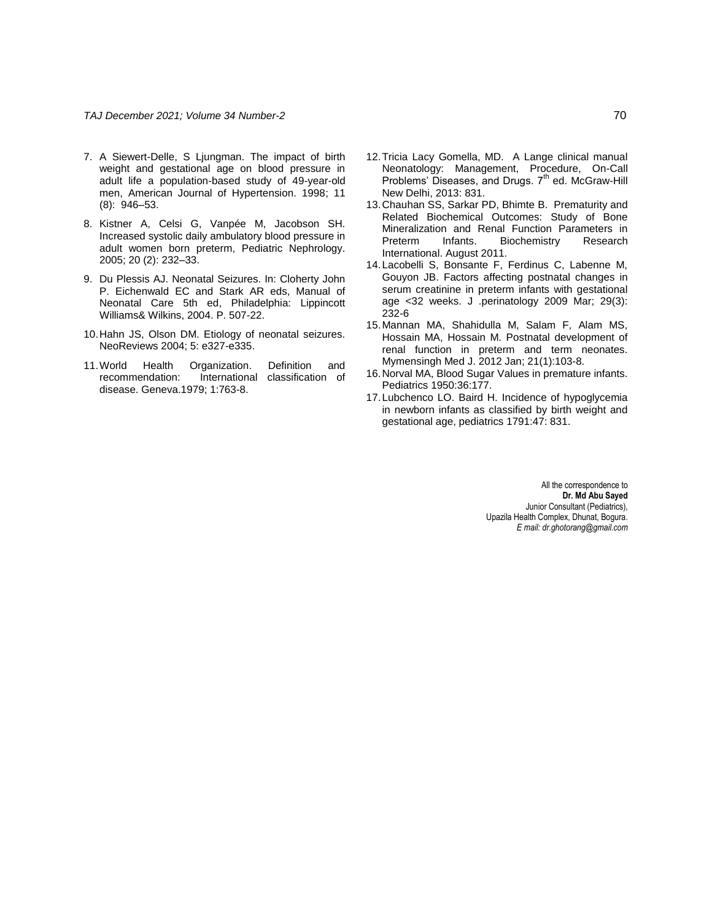7. A Siewert-Delle, S Ljungman. The impact of birth weight and gestational age on blood pressure in adult life a population-based study of 49-year-old men, American Journal of Hypertension. 1998; 11 (8): 946–53.
8. Kistner A, Celsi G, Vanpée M, Jacobson SH. Increased systolic daily ambulatory blood pressure in adult women born preterm, Pediatric Nephrology. 2005; 20 (2): 232–33.
9. Du Plessis AJ. Neonatal Seizures. In: Cloherty John P. Eichenwald EC and Stark AR eds, Manual of Neonatal Care 5th ed, Philadelphia: Lippincott Williams& Wilkins, 2004. P. 507-22.
10. Hahn JS, Olson DM. Etiology of neonatal seizures. NeoReviews 2004; 5: e327-e335.
11. World Health Organization. Definition and recommendation: International classification of disease. Geneva.1979; 1:763-8.
12. Tricia Lacy Gomella, MD. A Lange clinical manual Neonatology: Management, Procedure, On-Call Problems' Diseases, and Drugs. 7th ed. McGraw-Hill New Delhi, 2013: 831.
13. Chauhan SS, Sarkar PD, Bhimte B. Prematurity and Related Biochemical Outcomes: Study of Bone Mineralization and Renal Function Parameters in Preterm Infants. Biochemistry Research International. August 2011.
14. Lacobelli S, Bonsante F, Ferdinus C, Labenne M, Gouyon JB. Factors affecting postnatal changes in serum creatinine in preterm infants with gestational age <32 weeks. J .perinatology 2009 Mar; 29(3): 232-6
15. Mannan MA, Shahidulla M, Salam F, Alam MS, Hossain MA, Hossain M. Postnatal development of renal function in preterm and term neonates. Mymensingh Med J. 2012 Jan; 21(1):103-8.
16. Norval MA, Blood Sugar Values in premature infants. Pediatrics 1950:36:177.
17. Lubchenco LO. Baird H. Incidence of hypoglycemia in newborn infants as classified by birth weight and gestational age, pediatrics 1791:47: 831.

All the correspondence to
**Dr. Md Abu Sayed**
Junior Consultant (Pediatrics),
Upazila Health Complex, Dhunat, Bogura.
*E mail: dr.ghotorang@gmail.com*